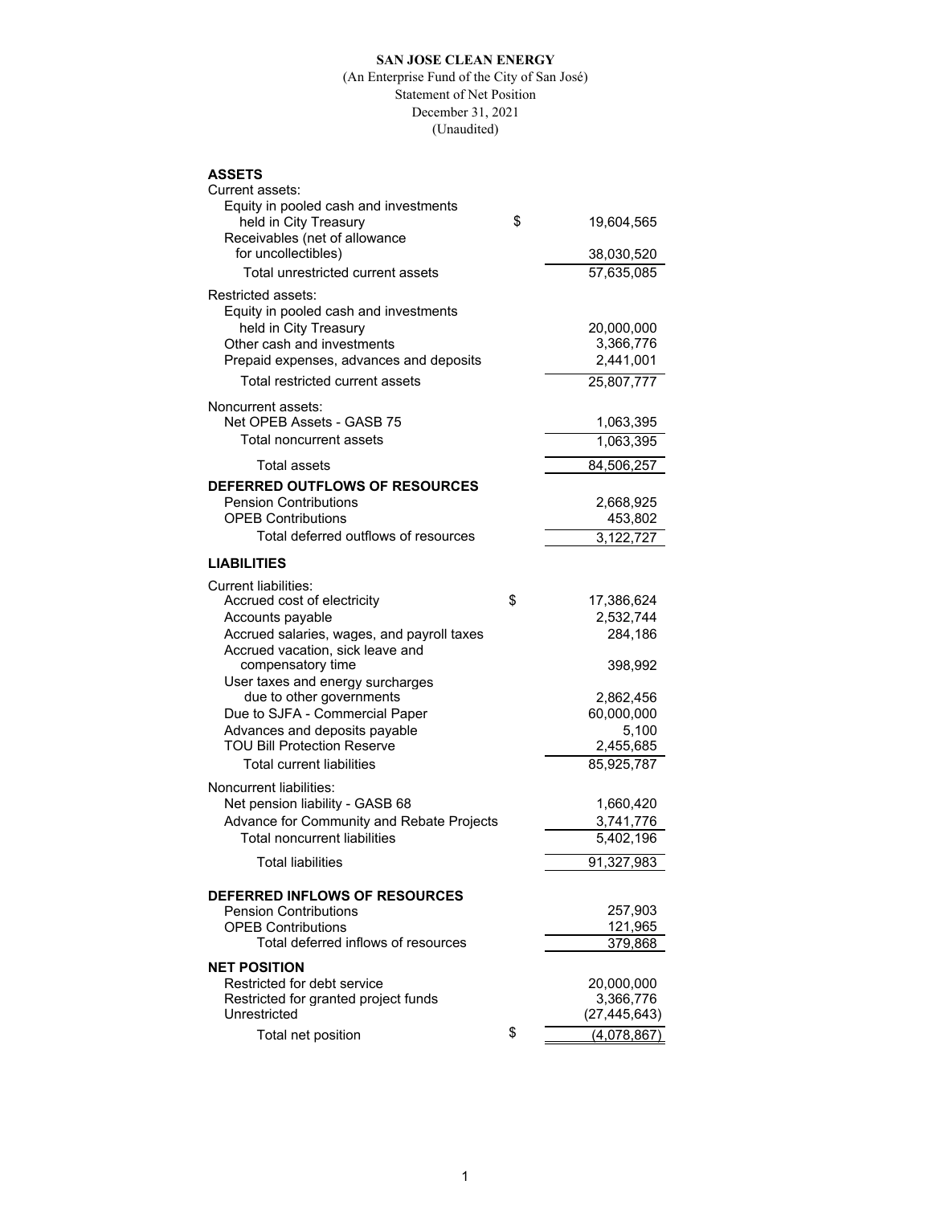# SAN JOSE CLEAN ENERGY

(An Enterprise Fund of the City of San José)
Statement of Net Position
December 31, 2021
(Unaudited)

| | | |
|---|---|---|
| **ASSETS** | | |
| Current assets: | | |
| Equity in pooled cash and investments held in City Treasury | $ | 19,604,565 |
| Receivables (net of allowance for uncollectibles) | | 38,030,520 |
| Total unrestricted current assets | | 57,635,085 |
| Restricted assets: | | |
| Equity in pooled cash and investments held in City Treasury | | 20,000,000 |
| Other cash and investments | | 3,366,776 |
| Prepaid expenses, advances and deposits | | 2,441,001 |
| Total restricted current assets | | 25,807,777 |
| Noncurrent assets: | | |
| Net OPEB Assets - GASB 75 | | 1,063,395 |
| Total noncurrent assets | | 1,063,395 |
| Total assets | | 84,506,257 |
| **DEFERRED OUTFLOWS OF RESOURCES** | | |
| Pension Contributions | | 2,668,925 |
| OPEB Contributions | | 453,802 |
| Total deferred outflows of resources | | 3,122,727 |
| **LIABILITIES** | | |
| Current liabilities: | | |
| Accrued cost of electricity | $ | 17,386,624 |
| Accounts payable | | 2,532,744 |
| Accrued salaries, wages, and payroll taxes | | 284,186 |
| Accrued vacation, sick leave and compensatory time | | 398,992 |
| User taxes and energy surcharges due to other governments | | 2,862,456 |
| Due to SJFA - Commercial Paper | | 60,000,000 |
| Advances and deposits payable | | 5,100 |
| TOU Bill Protection Reserve | | 2,455,685 |
| Total current liabilities | | 85,925,787 |
| Noncurrent liabilities: | | |
| Net pension liability - GASB 68 | | 1,660,420 |
| Advance for Community and Rebate Projects | | 3,741,776 |
| Total noncurrent liabilities | | 5,402,196 |
| Total liabilities | | 91,327,983 |
| **DEFERRED INFLOWS OF RESOURCES** | | |
| Pension Contributions | | 257,903 |
| OPEB Contributions | | 121,965 |
| Total deferred inflows of resources | | 379,868 |
| **NET POSITION** | | |
| Restricted for debt service | | 20,000,000 |
| Restricted for granted project funds | | 3,366,776 |
| Unrestricted | | (27,445,643) |
| Total net position | $ | (4,078,867) |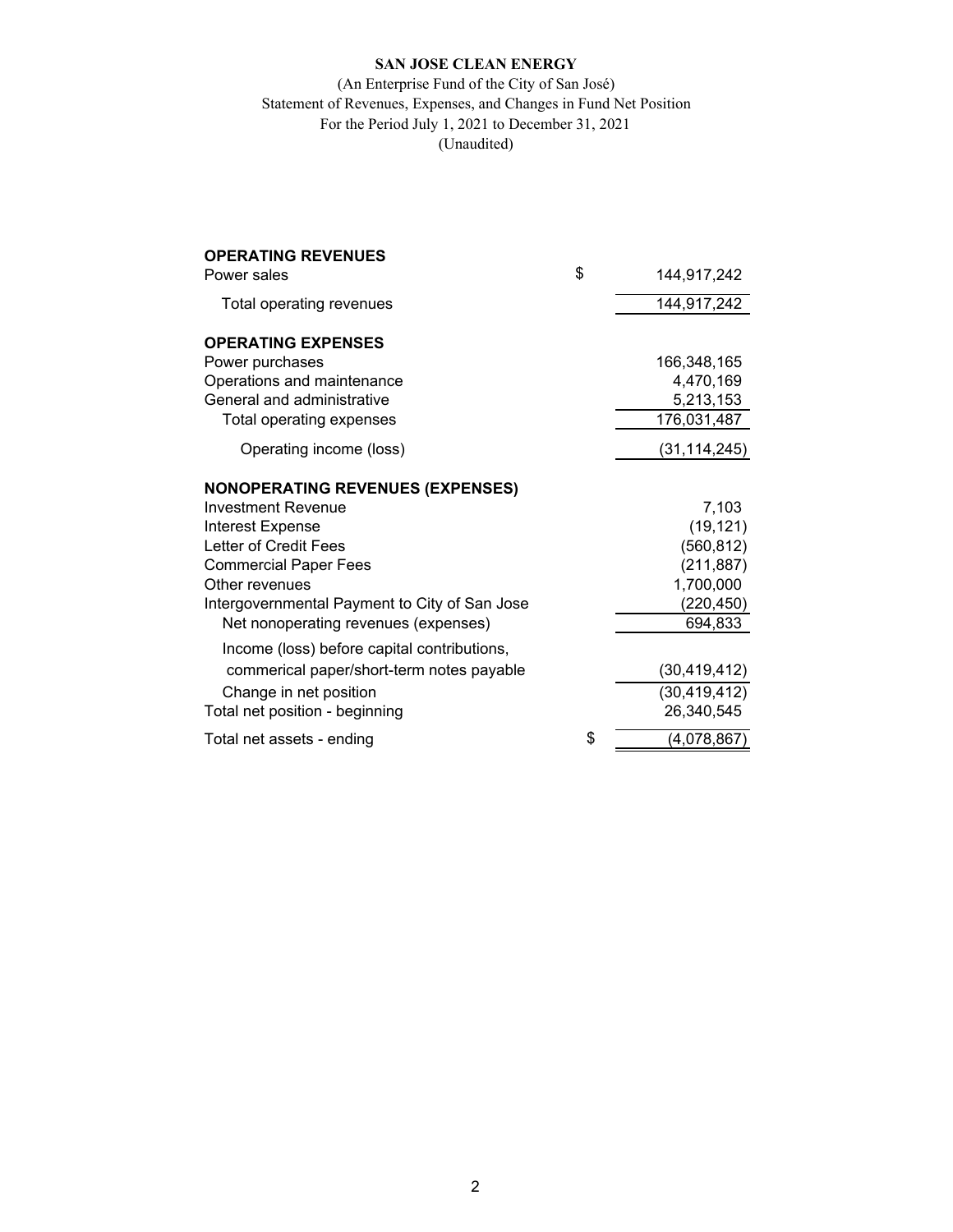**SAN JOSE CLEAN ENERGY**

(An Enterprise Fund of the City of San José)

Statement of Revenues, Expenses, and Changes in Fund Net Position

For the Period July 1, 2021 to December 31, 2021

(Unaudited)

| | | |
|---|---|---|
| **OPERATING REVENUES** | | |
| Power sales | $ | 144,917,242 |
| Total operating revenues | | 144,917,242 |
| **OPERATING EXPENSES** | | |
| Power purchases | | 166,348,165 |
| Operations and maintenance | | 4,470,169 |
| General and administrative | | 5,213,153 |
| Total operating expenses | | 176,031,487 |
| Operating income (loss) | | (31,114,245) |
| **NONOPERATING REVENUES (EXPENSES)** | | |
| Investment Revenue | | 7,103 |
| Interest Expense | | (19,121) |
| Letter of Credit Fees | | (560,812) |
| Commercial Paper Fees | | (211,887) |
| Other revenues | | 1,700,000 |
| Intergovernmental Payment to City of San Jose | | (220,450) |
| Net nonoperating revenues (expenses) | | 694,833 |
| Income (loss) before capital contributions, commerical paper/short-term notes payable | | (30,419,412) |
| Change in net position | | (30,419,412) |
| Total net position - beginning | | 26,340,545 |
| Total net assets - ending | $ | (4,078,867) |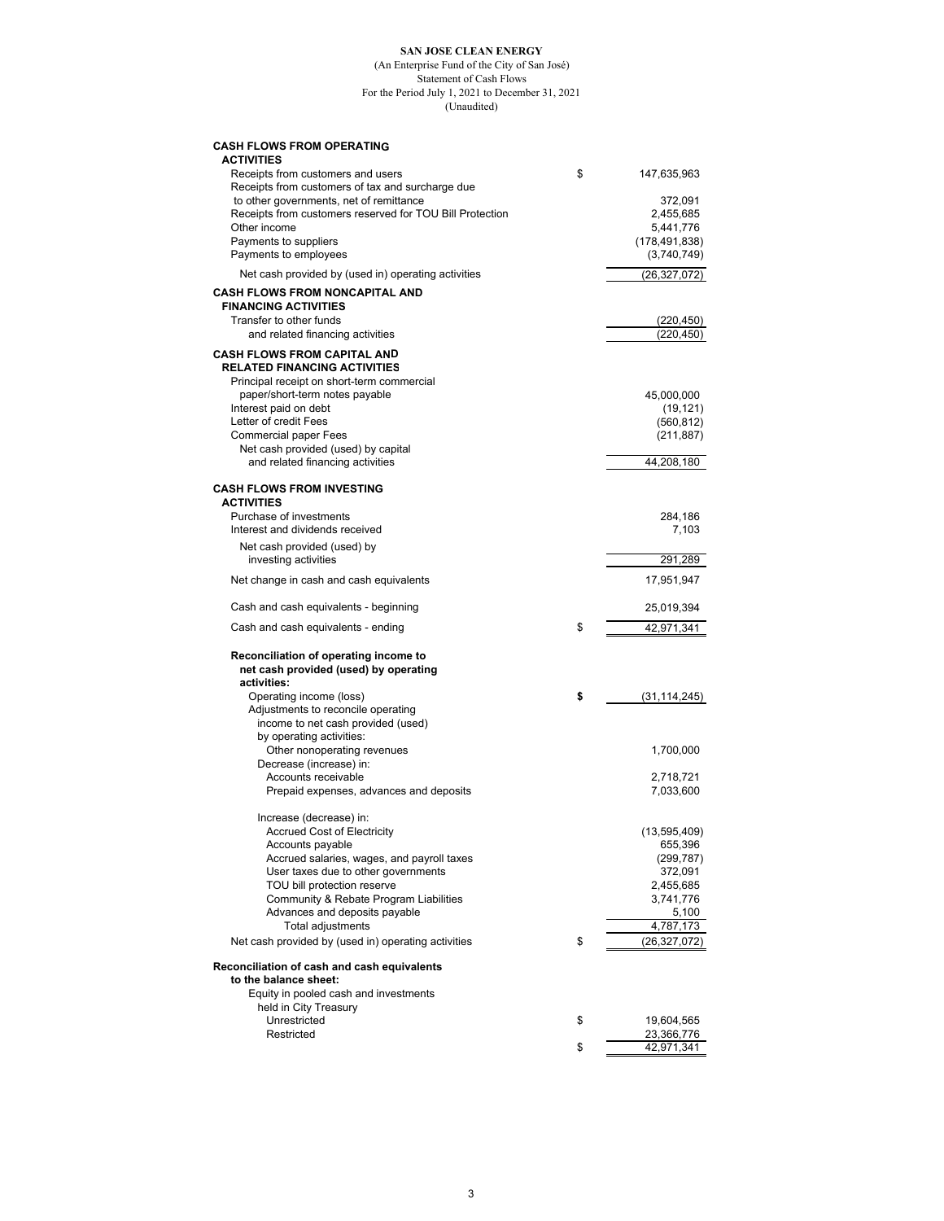**SAN JOSE CLEAN ENERGY**

(An Enterprise Fund of the City of San José)

Statement of Cash Flows

For the Period July 1, 2021 to December 31, 2021

(Unaudited)

| | | |
|---|---|---|
| **CASH FLOWS FROM OPERATING ACTIVITIES** | | |
| Receipts from customers and users | $ | 147,635,963 |
| Receipts from customers of tax and surcharge due to other governments, net of remittance | | 372,091 |
| Receipts from customers reserved for TOU Bill Protection | | 2,455,685 |
| Other income | | 5,441,776 |
| Payments to suppliers | | (178,491,838) |
| Payments to employees | | (3,740,749) |
| Net cash provided by (used in) operating activities | | (26,327,072) |
| **CASH FLOWS FROM NONCAPITAL AND FINANCING ACTIVITIES** | | |
| Transfer to other funds | | (220,450) |
| and related financing activities | | (220,450) |
| **CASH FLOWS FROM CAPITAL AND RELATED FINANCING ACTIVITIES** | | |
| Principal receipt on short-term commercial paper/short-term notes payable | | 45,000,000 |
| Interest paid on debt | | (19,121) |
| Letter of credit Fees | | (560,812) |
| Commercial paper Fees | | (211,887) |
| Net cash provided (used) by capital and related financing activities | | 44,208,180 |
| **CASH FLOWS FROM INVESTING ACTIVITIES** | | |
| Purchase of investments | | 284,186 |
| Interest and dividends received | | 7,103 |
| Net cash provided (used) by investing activities | | 291,289 |
| Net change in cash and cash equivalents | | 17,951,947 |
| Cash and cash equivalents - beginning | | 25,019,394 |
| Cash and cash equivalents - ending | $ | 42,971,341 |
| **Reconciliation of operating income to net cash provided (used) by operating activities:** | | |
| Operating income (loss) | **$** | (31,114,245) |
| Adjustments to reconcile operating income to net cash provided (used) by operating activities: | | |
| Other nonoperating revenues | | 1,700,000 |
| Decrease (increase) in: | | |
| Accounts receivable | | 2,718,721 |
| Prepaid expenses, advances and deposits | | 7,033,600 |
| Increase (decrease) in: | | |
| Accrued Cost of Electricity | | (13,595,409) |
| Accounts payable | | 655,396 |
| Accrued salaries, wages, and payroll taxes | | (299,787) |
| User taxes due to other governments | | 372,091 |
| TOU bill protection reserve | | 2,455,685 |
| Community & Rebate Program Liabilities | | 3,741,776 |
| Advances and deposits payable | | 5,100 |
| Total adjustments | | 4,787,173 |
| Net cash provided by (used in) operating activities | $ | (26,327,072) |
| **Reconciliation of cash and cash equivalents to the balance sheet:** | | |
| Equity in pooled cash and investments held in City Treasury | | |
| Unrestricted | $ | 19,604,565 |
| Restricted | | 23,366,776 |
| | $ | 42,971,341 |